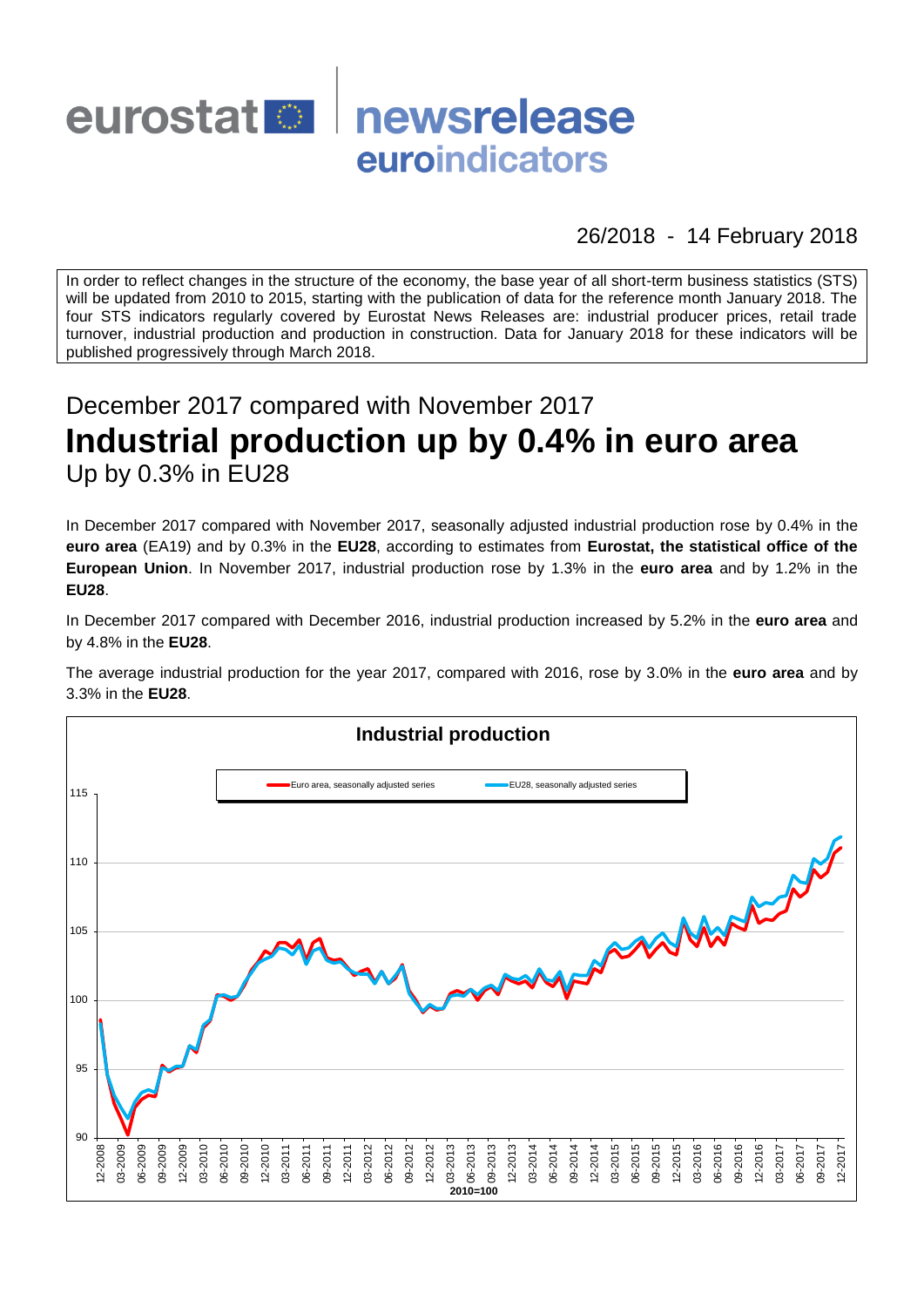eurostat newsrelease euroindicators

26/2018 - 14 February 2018

In order to reflect changes in the structure of the economy, the base year of all short-term business statistics (STS) will be updated from 2010 to 2015, starting with the publication of data for the reference month January 2018. The four STS indicators regularly covered by Eurostat News Releases are: industrial producer prices, retail trade turnover, industrial production and production in construction. Data for January 2018 for these indicators will be published progressively through March 2018.

## December 2017 compared with November 2017
# Industrial production up by 0.4% in euro area
## Up by 0.3% in EU28

In December 2017 compared with November 2017, seasonally adjusted industrial production rose by 0.4% in the **euro area** (EA19) and by 0.3% in the **EU28**, according to estimates from **Eurostat, the statistical office of the European Union**. In November 2017, industrial production rose by 1.3% in the **euro area** and by 1.2% in the **EU28**.

In December 2017 compared with December 2016, industrial production increased by 5.2% in the **euro area** and by 4.8% in the **EU28**.

The average industrial production for the year 2017, compared with 2016, rose by 3.0% in the **euro area** and by 3.3% in the **EU28**.

**Industrial production**

Euro area, seasonally adjusted series — EU28, seasonally adjusted series

2010=100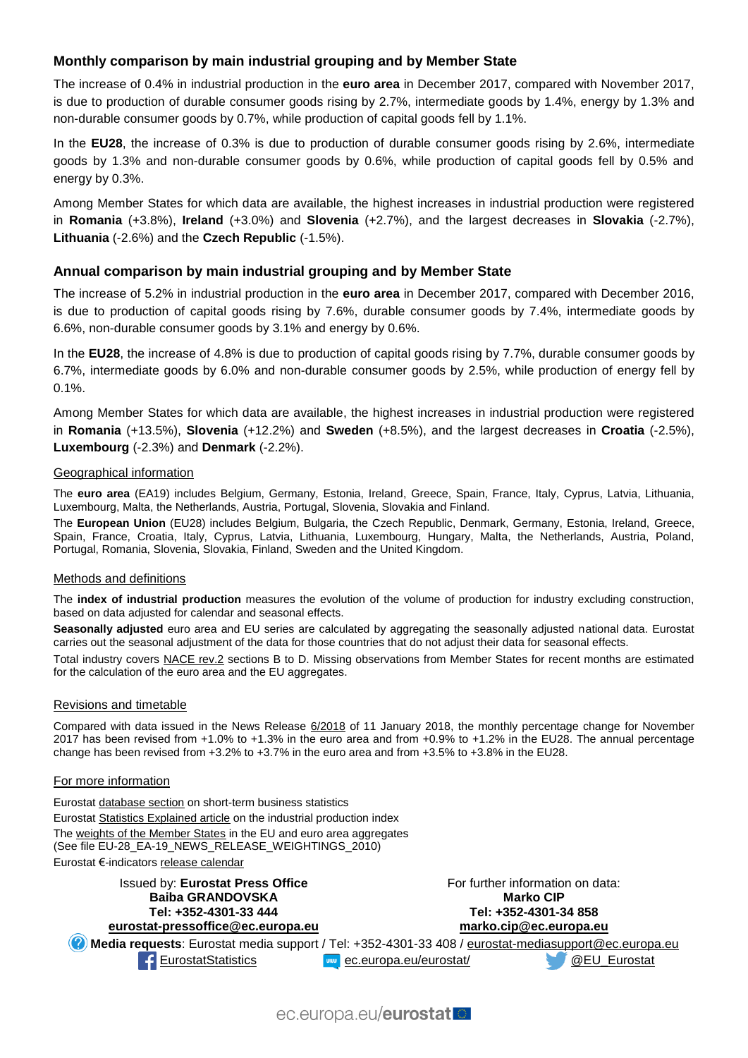## Monthly comparison by main industrial grouping and by Member State

The increase of 0.4% in industrial production in the **euro area** in December 2017, compared with November 2017, is due to production of durable consumer goods rising by 2.7%, intermediate goods by 1.4%, energy by 1.3% and non-durable consumer goods by 0.7%, while production of capital goods fell by 1.1%.

In the **EU28**, the increase of 0.3% is due to production of durable consumer goods rising by 2.6%, intermediate goods by 1.3% and non-durable consumer goods by 0.6%, while production of capital goods fell by 0.5% and energy by 0.3%.

Among Member States for which data are available, the highest increases in industrial production were registered in **Romania** (+3.8%), **Ireland** (+3.0%) and **Slovenia** (+2.7%), and the largest decreases in **Slovakia** (-2.7%), **Lithuania** (-2.6%) and the **Czech Republic** (-1.5%).

## Annual comparison by main industrial grouping and by Member State

The increase of 5.2% in industrial production in the **euro area** in December 2017, compared with December 2016, is due to production of capital goods rising by 7.6%, durable consumer goods by 7.4%, intermediate goods by 6.6%, non-durable consumer goods by 3.1% and energy by 0.6%.

In the **EU28**, the increase of 4.8% is due to production of capital goods rising by 7.7%, durable consumer goods by 6.7%, intermediate goods by 6.0% and non-durable consumer goods by 2.5%, while production of energy fell by 0.1%.

Among Member States for which data are available, the highest increases in industrial production were registered in **Romania** (+13.5%), **Slovenia** (+12.2%) and **Sweden** (+8.5%), and the largest decreases in **Croatia** (-2.5%), **Luxembourg** (-2.3%) and **Denmark** (-2.2%).

### Geographical information

The **euro area** (EA19) includes Belgium, Germany, Estonia, Ireland, Greece, Spain, France, Italy, Cyprus, Latvia, Lithuania, Luxembourg, Malta, the Netherlands, Austria, Portugal, Slovenia, Slovakia and Finland.

The **European Union** (EU28) includes Belgium, Bulgaria, the Czech Republic, Denmark, Germany, Estonia, Ireland, Greece, Spain, France, Croatia, Italy, Cyprus, Latvia, Lithuania, Luxembourg, Hungary, Malta, the Netherlands, Austria, Poland, Portugal, Romania, Slovenia, Slovakia, Finland, Sweden and the United Kingdom.

### Methods and definitions

The **index of industrial production** measures the evolution of the volume of production for industry excluding construction, based on data adjusted for calendar and seasonal effects.

**Seasonally adjusted** euro area and EU series are calculated by aggregating the seasonally adjusted national data. Eurostat carries out the seasonal adjustment of the data for those countries that do not adjust their data for seasonal effects.

Total industry covers NACE rev.2 sections B to D. Missing observations from Member States for recent months are estimated for the calculation of the euro area and the EU aggregates.

### Revisions and timetable

Compared with data issued in the News Release 6/2018 of 11 January 2018, the monthly percentage change for November 2017 has been revised from +1.0% to +1.3% in the euro area and from +0.9% to +1.2% in the EU28. The annual percentage change has been revised from +3.2% to +3.7% in the euro area and from +3.5% to +3.8% in the EU28.

### For more information

Eurostat database section on short-term business statistics
Eurostat Statistics Explained article on the industrial production index
The weights of the Member States in the EU and euro area aggregates
(See file EU-28_EA-19_NEWS_RELEASE_WEIGHTINGS_2010)
Eurostat €-indicators release calendar

Issued by: **Eurostat Press Office**
**Baiba GRANDOVSKA**
**Tel: +352-4301-33 444**
**eurostat-pressoffice@ec.europa.eu**

For further information on data:
**Marko CIP**
**Tel: +352-4301-34 858**
**marko.cip@ec.europa.eu**

**Media requests**: Eurostat media support / Tel: +352-4301-33 408 / eurostat-mediasupport@ec.europa.eu

EurostatStatistics | ec.europa.eu/eurostat/ | @EU_Eurostat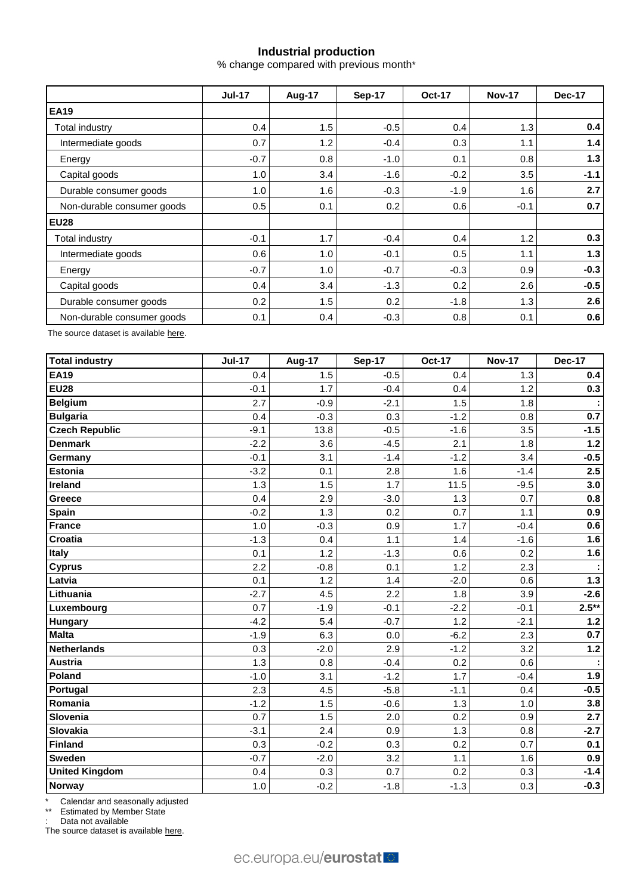# Industrial production

% change compared with previous month*

| | Jul-17 | Aug-17 | Sep-17 | Oct-17 | Nov-17 | Dec-17 |
|---|---|---|---|---|---|---|
| **EA19** | | | | | | |
| Total industry | 0.4 | 1.5 | -0.5 | 0.4 | 1.3 | **0.4** |
| Intermediate goods | 0.7 | 1.2 | -0.4 | 0.3 | 1.1 | **1.4** |
| Energy | -0.7 | 0.8 | -1.0 | 0.1 | 0.8 | **1.3** |
| Capital goods | 1.0 | 3.4 | -1.6 | -0.2 | 3.5 | **-1.1** |
| Durable consumer goods | 1.0 | 1.6 | -0.3 | -1.9 | 1.6 | **2.7** |
| Non-durable consumer goods | 0.5 | 0.1 | 0.2 | 0.6 | -0.1 | **0.7** |
| **EU28** | | | | | | |
| Total industry | -0.1 | 1.7 | -0.4 | 0.4 | 1.2 | **0.3** |
| Intermediate goods | 0.6 | 1.0 | -0.1 | 0.5 | 1.1 | **1.3** |
| Energy | -0.7 | 1.0 | -0.7 | -0.3 | 0.9 | **-0.3** |
| Capital goods | 0.4 | 3.4 | -1.3 | 0.2 | 2.6 | **-0.5** |
| Durable consumer goods | 0.2 | 1.5 | 0.2 | -1.8 | 1.3 | **2.6** |
| Non-durable consumer goods | 0.1 | 0.4 | -0.3 | 0.8 | 0.1 | **0.6** |

The source dataset is available here.

| **Total industry** | Jul-17 | Aug-17 | Sep-17 | Oct-17 | Nov-17 | Dec-17 |
|---|---|---|---|---|---|---|
| **EA19** | 0.4 | 1.5 | -0.5 | 0.4 | 1.3 | **0.4** |
| **EU28** | -0.1 | 1.7 | -0.4 | 0.4 | 1.2 | **0.3** |
| **Belgium** | 2.7 | -0.9 | -2.1 | 1.5 | 1.8 | **:** |
| **Bulgaria** | 0.4 | -0.3 | 0.3 | -1.2 | 0.8 | **0.7** |
| **Czech Republic** | -9.1 | 13.8 | -0.5 | -1.6 | 3.5 | **-1.5** |
| **Denmark** | -2.2 | 3.6 | -4.5 | 2.1 | 1.8 | **1.2** |
| **Germany** | -0.1 | 3.1 | -1.4 | -1.2 | 3.4 | **-0.5** |
| **Estonia** | -3.2 | 0.1 | 2.8 | 1.6 | -1.4 | **2.5** |
| **Ireland** | 1.3 | 1.5 | 1.7 | 11.5 | -9.5 | **3.0** |
| **Greece** | 0.4 | 2.9 | -3.0 | 1.3 | 0.7 | **0.8** |
| **Spain** | -0.2 | 1.3 | 0.2 | 0.7 | 1.1 | **0.9** |
| **France** | 1.0 | -0.3 | 0.9 | 1.7 | -0.4 | **0.6** |
| **Croatia** | -1.3 | 0.4 | 1.1 | 1.4 | -1.6 | **1.6** |
| **Italy** | 0.1 | 1.2 | -1.3 | 0.6 | 0.2 | **1.6** |
| **Cyprus** | 2.2 | -0.8 | 0.1 | 1.2 | 2.3 | **:** |
| **Latvia** | 0.1 | 1.2 | 1.4 | -2.0 | 0.6 | **1.3** |
| **Lithuania** | -2.7 | 4.5 | 2.2 | 1.8 | 3.9 | **-2.6** |
| **Luxembourg** | 0.7 | -1.9 | -0.1 | -2.2 | -0.1 | **2.5**** |
| **Hungary** | -4.2 | 5.4 | -0.7 | 1.2 | -2.1 | **1.2** |
| **Malta** | -1.9 | 6.3 | 0.0 | -6.2 | 2.3 | **0.7** |
| **Netherlands** | 0.3 | -2.0 | 2.9 | -1.2 | 3.2 | **1.2** |
| **Austria** | 1.3 | 0.8 | -0.4 | 0.2 | 0.6 | **:** |
| **Poland** | -1.0 | 3.1 | -1.2 | 1.7 | -0.4 | **1.9** |
| **Portugal** | 2.3 | 4.5 | -5.8 | -1.1 | 0.4 | **-0.5** |
| **Romania** | -1.2 | 1.5 | -0.6 | 1.3 | 1.0 | **3.8** |
| **Slovenia** | 0.7 | 1.5 | 2.0 | 0.2 | 0.9 | **2.7** |
| **Slovakia** | -3.1 | 2.4 | 0.9 | 1.3 | 0.8 | **-2.7** |
| **Finland** | 0.3 | -0.2 | 0.3 | 0.2 | 0.7 | **0.1** |
| **Sweden** | -0.7 | -2.0 | 3.2 | 1.1 | 1.6 | **0.9** |
| **United Kingdom** | 0.4 | 0.3 | 0.7 | 0.2 | 0.3 | **-1.4** |
| **Norway** | 1.0 | -0.2 | -1.8 | -1.3 | 0.3 | **-0.3** |

\* Calendar and seasonally adjusted

** Estimated by Member State

: Data not available

The source dataset is available here.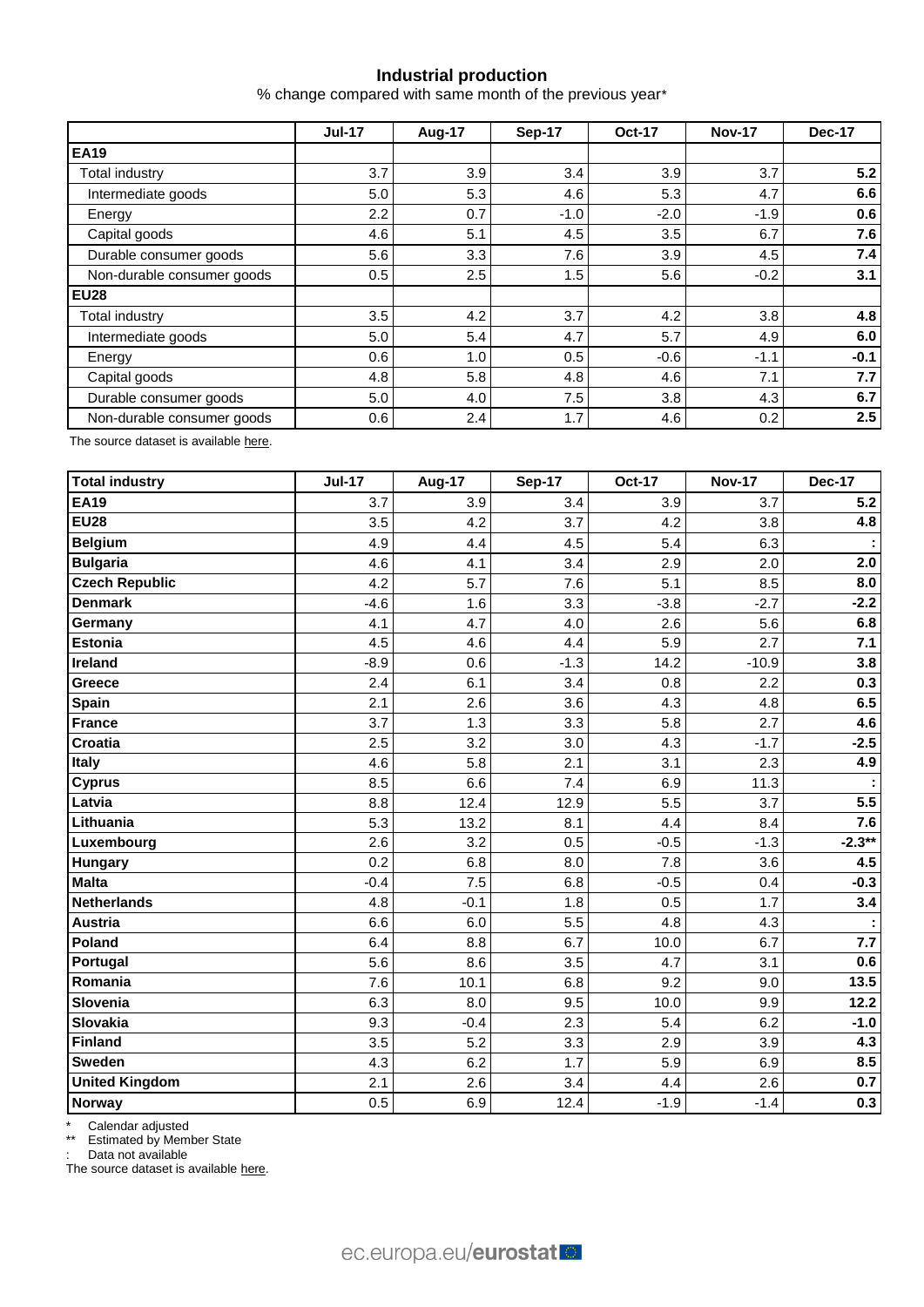## Industrial production

% change compared with same month of the previous year*

| | Jul-17 | Aug-17 | Sep-17 | Oct-17 | Nov-17 | Dec-17 |
|---|---|---|---|---|---|---|
| **EA19** | | | | | | |
| Total industry | 3.7 | 3.9 | 3.4 | 3.9 | 3.7 | **5.2** |
| Intermediate goods | 5.0 | 5.3 | 4.6 | 5.3 | 4.7 | **6.6** |
| Energy | 2.2 | 0.7 | -1.0 | -2.0 | -1.9 | **0.6** |
| Capital goods | 4.6 | 5.1 | 4.5 | 3.5 | 6.7 | **7.6** |
| Durable consumer goods | 5.6 | 3.3 | 7.6 | 3.9 | 4.5 | **7.4** |
| Non-durable consumer goods | 0.5 | 2.5 | 1.5 | 5.6 | -0.2 | **3.1** |
| **EU28** | | | | | | |
| Total industry | 3.5 | 4.2 | 3.7 | 4.2 | 3.8 | **4.8** |
| Intermediate goods | 5.0 | 5.4 | 4.7 | 5.7 | 4.9 | **6.0** |
| Energy | 0.6 | 1.0 | 0.5 | -0.6 | -1.1 | **-0.1** |
| Capital goods | 4.8 | 5.8 | 4.8 | 4.6 | 7.1 | **7.7** |
| Durable consumer goods | 5.0 | 4.0 | 7.5 | 3.8 | 4.3 | **6.7** |
| Non-durable consumer goods | 0.6 | 2.4 | 1.7 | 4.6 | 0.2 | **2.5** |

The source dataset is available here.

| Total industry | Jul-17 | Aug-17 | Sep-17 | Oct-17 | Nov-17 | Dec-17 |
|---|---|---|---|---|---|---|
| **EA19** | 3.7 | 3.9 | 3.4 | 3.9 | 3.7 | **5.2** |
| **EU28** | 3.5 | 4.2 | 3.7 | 4.2 | 3.8 | **4.8** |
| **Belgium** | 4.9 | 4.4 | 4.5 | 5.4 | 6.3 | **:** |
| **Bulgaria** | 4.6 | 4.1 | 3.4 | 2.9 | 2.0 | **2.0** |
| **Czech Republic** | 4.2 | 5.7 | 7.6 | 5.1 | 8.5 | **8.0** |
| **Denmark** | -4.6 | 1.6 | 3.3 | -3.8 | -2.7 | **-2.2** |
| **Germany** | 4.1 | 4.7 | 4.0 | 2.6 | 5.6 | **6.8** |
| **Estonia** | 4.5 | 4.6 | 4.4 | 5.9 | 2.7 | **7.1** |
| **Ireland** | -8.9 | 0.6 | -1.3 | 14.2 | -10.9 | **3.8** |
| **Greece** | 2.4 | 6.1 | 3.4 | 0.8 | 2.2 | **0.3** |
| **Spain** | 2.1 | 2.6 | 3.6 | 4.3 | 4.8 | **6.5** |
| **France** | 3.7 | 1.3 | 3.3 | 5.8 | 2.7 | **4.6** |
| **Croatia** | 2.5 | 3.2 | 3.0 | 4.3 | -1.7 | **-2.5** |
| **Italy** | 4.6 | 5.8 | 2.1 | 3.1 | 2.3 | **4.9** |
| **Cyprus** | 8.5 | 6.6 | 7.4 | 6.9 | 11.3 | **:** |
| **Latvia** | 8.8 | 12.4 | 12.9 | 5.5 | 3.7 | **5.5** |
| **Lithuania** | 5.3 | 13.2 | 8.1 | 4.4 | 8.4 | **7.6** |
| **Luxembourg** | 2.6 | 3.2 | 0.5 | -0.5 | -1.3 | **-2.3**** |
| **Hungary** | 0.2 | 6.8 | 8.0 | 7.8 | 3.6 | **4.5** |
| **Malta** | -0.4 | 7.5 | 6.8 | -0.5 | 0.4 | **-0.3** |
| **Netherlands** | 4.8 | -0.1 | 1.8 | 0.5 | 1.7 | **3.4** |
| **Austria** | 6.6 | 6.0 | 5.5 | 4.8 | 4.3 | **:** |
| **Poland** | 6.4 | 8.8 | 6.7 | 10.0 | 6.7 | **7.7** |
| **Portugal** | 5.6 | 8.6 | 3.5 | 4.7 | 3.1 | **0.6** |
| **Romania** | 7.6 | 10.1 | 6.8 | 9.2 | 9.0 | **13.5** |
| **Slovenia** | 6.3 | 8.0 | 9.5 | 10.0 | 9.9 | **12.2** |
| **Slovakia** | 9.3 | -0.4 | 2.3 | 5.4 | 6.2 | **-1.0** |
| **Finland** | 3.5 | 5.2 | 3.3 | 2.9 | 3.9 | **4.3** |
| **Sweden** | 4.3 | 6.2 | 1.7 | 5.9 | 6.9 | **8.5** |
| **United Kingdom** | 2.1 | 2.6 | 3.4 | 4.4 | 2.6 | **0.7** |
| **Norway** | 0.5 | 6.9 | 12.4 | -1.9 | -1.4 | **0.3** |

\* Calendar adjusted

** Estimated by Member State

: Data not available

The source dataset is available here.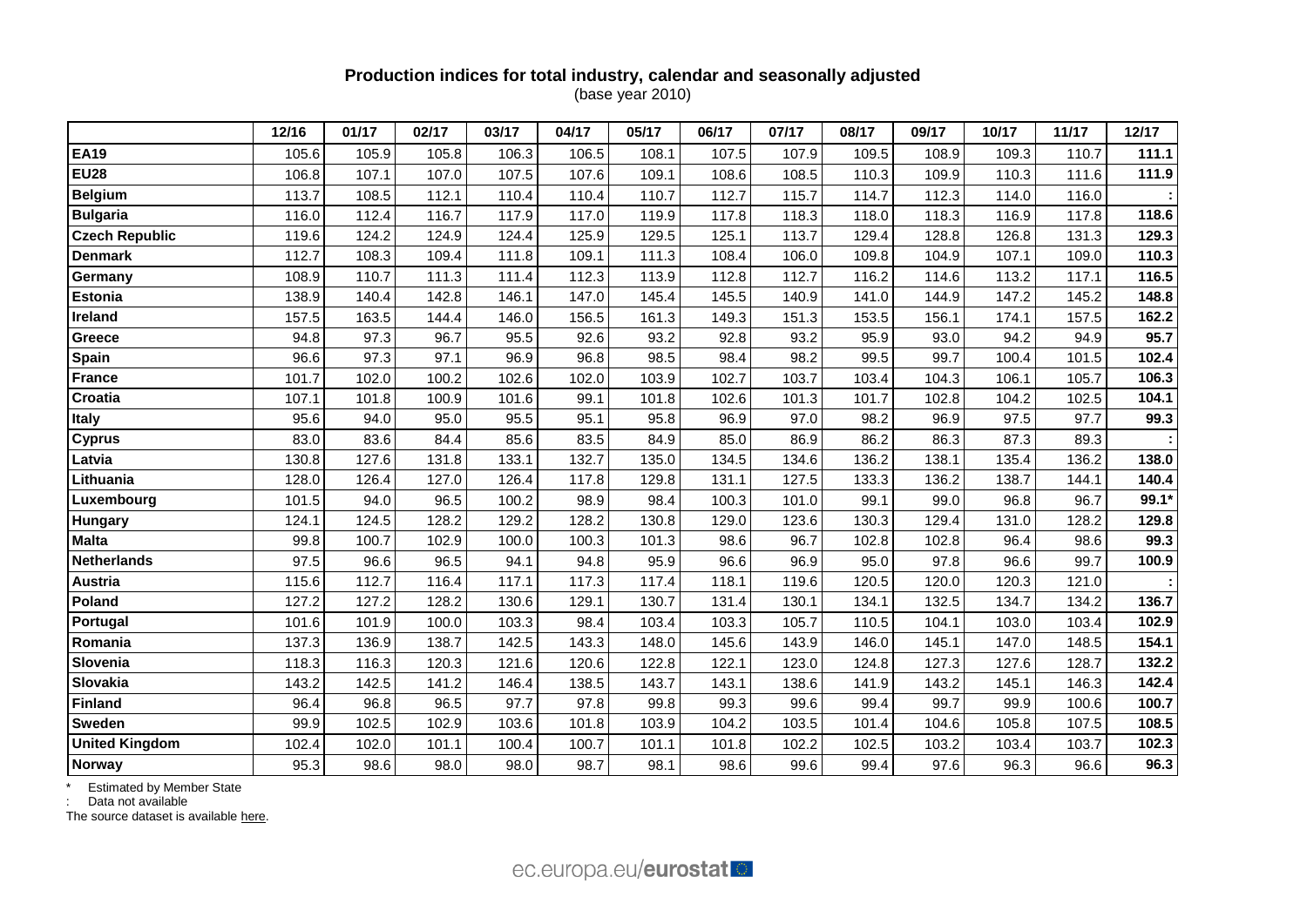**Production indices for total industry, calendar and seasonally adjusted**
(base year 2010)

| | 12/16 | 01/17 | 02/17 | 03/17 | 04/17 | 05/17 | 06/17 | 07/17 | 08/17 | 09/17 | 10/17 | 11/17 | 12/17 |
|---|---|---|---|---|---|---|---|---|---|---|---|---|---|
| **EA19** | 105.6 | 105.9 | 105.8 | 106.3 | 106.5 | 108.1 | 107.5 | 107.9 | 109.5 | 108.9 | 109.3 | 110.7 | **111.1** |
| **EU28** | 106.8 | 107.1 | 107.0 | 107.5 | 107.6 | 109.1 | 108.6 | 108.5 | 110.3 | 109.9 | 110.3 | 111.6 | **111.9** |
| **Belgium** | 113.7 | 108.5 | 112.1 | 110.4 | 110.4 | 110.7 | 112.7 | 115.7 | 114.7 | 112.3 | 114.0 | 116.0 | **:** |
| **Bulgaria** | 116.0 | 112.4 | 116.7 | 117.9 | 117.0 | 119.9 | 117.8 | 118.3 | 118.0 | 118.3 | 116.9 | 117.8 | **118.6** |
| **Czech Republic** | 119.6 | 124.2 | 124.9 | 124.4 | 125.9 | 129.5 | 125.1 | 113.7 | 129.4 | 128.8 | 126.8 | 131.3 | **129.3** |
| **Denmark** | 112.7 | 108.3 | 109.4 | 111.8 | 109.1 | 111.3 | 108.4 | 106.0 | 109.8 | 104.9 | 107.1 | 109.0 | **110.3** |
| **Germany** | 108.9 | 110.7 | 111.3 | 111.4 | 112.3 | 113.9 | 112.8 | 112.7 | 116.2 | 114.6 | 113.2 | 117.1 | **116.5** |
| **Estonia** | 138.9 | 140.4 | 142.8 | 146.1 | 147.0 | 145.4 | 145.5 | 140.9 | 141.0 | 144.9 | 147.2 | 145.2 | **148.8** |
| **Ireland** | 157.5 | 163.5 | 144.4 | 146.0 | 156.5 | 161.3 | 149.3 | 151.3 | 153.5 | 156.1 | 174.1 | 157.5 | **162.2** |
| **Greece** | 94.8 | 97.3 | 96.7 | 95.5 | 92.6 | 93.2 | 92.8 | 93.2 | 95.9 | 93.0 | 94.2 | 94.9 | **95.7** |
| **Spain** | 96.6 | 97.3 | 97.1 | 96.9 | 96.8 | 98.5 | 98.4 | 98.2 | 99.5 | 99.7 | 100.4 | 101.5 | **102.4** |
| **France** | 101.7 | 102.0 | 100.2 | 102.6 | 102.0 | 103.9 | 102.7 | 103.7 | 103.4 | 104.3 | 106.1 | 105.7 | **106.3** |
| **Croatia** | 107.1 | 101.8 | 100.9 | 101.6 | 99.1 | 101.8 | 102.6 | 101.3 | 101.7 | 102.8 | 104.2 | 102.5 | **104.1** |
| **Italy** | 95.6 | 94.0 | 95.0 | 95.5 | 95.1 | 95.8 | 96.9 | 97.0 | 98.2 | 96.9 | 97.5 | 97.7 | **99.3** |
| **Cyprus** | 83.0 | 83.6 | 84.4 | 85.6 | 83.5 | 84.9 | 85.0 | 86.9 | 86.2 | 86.3 | 87.3 | 89.3 | **:** |
| **Latvia** | 130.8 | 127.6 | 131.8 | 133.1 | 132.7 | 135.0 | 134.5 | 134.6 | 136.2 | 138.1 | 135.4 | 136.2 | **138.0** |
| **Lithuania** | 128.0 | 126.4 | 127.0 | 126.4 | 117.8 | 129.8 | 131.1 | 127.5 | 133.3 | 136.2 | 138.7 | 144.1 | **140.4** |
| **Luxembourg** | 101.5 | 94.0 | 96.5 | 100.2 | 98.9 | 98.4 | 100.3 | 101.0 | 99.1 | 99.0 | 96.8 | 96.7 | **99.1*** |
| **Hungary** | 124.1 | 124.5 | 128.2 | 129.2 | 128.2 | 130.8 | 129.0 | 123.6 | 130.3 | 129.4 | 131.0 | 128.2 | **129.8** |
| **Malta** | 99.8 | 100.7 | 102.9 | 100.0 | 100.3 | 101.3 | 98.6 | 96.7 | 102.8 | 102.8 | 96.4 | 98.6 | **99.3** |
| **Netherlands** | 97.5 | 96.6 | 96.5 | 94.1 | 94.8 | 95.9 | 96.6 | 96.9 | 95.0 | 97.8 | 96.6 | 99.7 | **100.9** |
| **Austria** | 115.6 | 112.7 | 116.4 | 117.1 | 117.3 | 117.4 | 118.1 | 119.6 | 120.5 | 120.0 | 120.3 | 121.0 | **:** |
| **Poland** | 127.2 | 127.2 | 128.2 | 130.6 | 129.1 | 130.7 | 131.4 | 130.1 | 134.1 | 132.5 | 134.7 | 134.2 | **136.7** |
| **Portugal** | 101.6 | 101.9 | 100.0 | 103.3 | 98.4 | 103.4 | 103.3 | 105.7 | 110.5 | 104.1 | 103.0 | 103.4 | **102.9** |
| **Romania** | 137.3 | 136.9 | 138.7 | 142.5 | 143.3 | 148.0 | 145.6 | 143.9 | 146.0 | 145.1 | 147.0 | 148.5 | **154.1** |
| **Slovenia** | 118.3 | 116.3 | 120.3 | 121.6 | 120.6 | 122.8 | 122.1 | 123.0 | 124.8 | 127.3 | 127.6 | 128.7 | **132.2** |
| **Slovakia** | 143.2 | 142.5 | 141.2 | 146.4 | 138.5 | 143.7 | 143.1 | 138.6 | 141.9 | 143.2 | 145.1 | 146.3 | **142.4** |
| **Finland** | 96.4 | 96.8 | 96.5 | 97.7 | 97.8 | 99.8 | 99.3 | 99.6 | 99.4 | 99.7 | 99.9 | 100.6 | **100.7** |
| **Sweden** | 99.9 | 102.5 | 102.9 | 103.6 | 101.8 | 103.9 | 104.2 | 103.5 | 101.4 | 104.6 | 105.8 | 107.5 | **108.5** |
| **United Kingdom** | 102.4 | 102.0 | 101.1 | 100.4 | 100.7 | 101.1 | 101.8 | 102.2 | 102.5 | 103.2 | 103.4 | 103.7 | **102.3** |
| **Norway** | 95.3 | 98.6 | 98.0 | 98.0 | 98.7 | 98.1 | 98.6 | 99.6 | 99.4 | 97.6 | 96.3 | 96.6 | **96.3** |

\* Estimated by Member State

: Data not available

The source dataset is available here.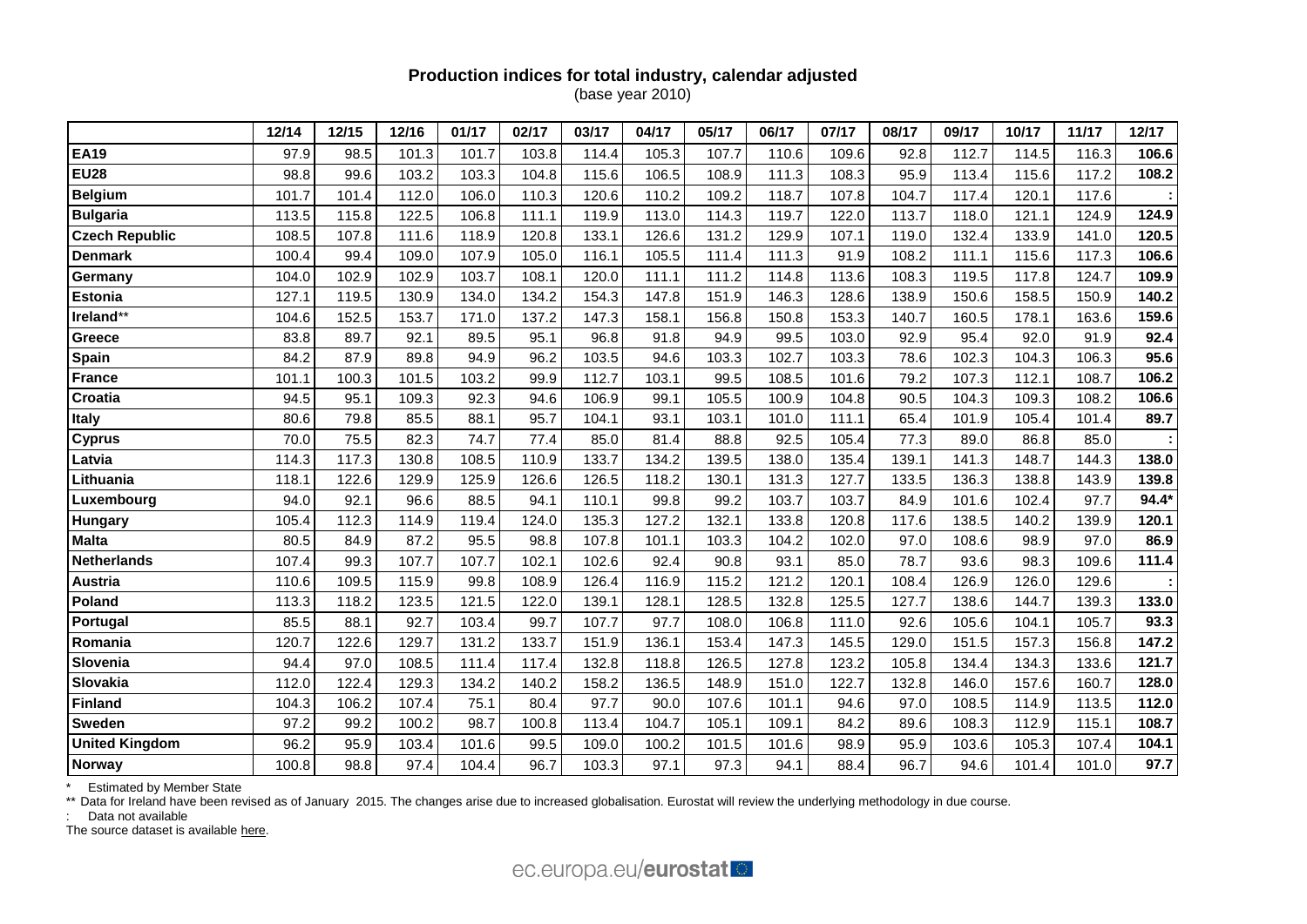**Production indices for total industry, calendar adjusted**
(base year 2010)

| | 12/14 | 12/15 | 12/16 | 01/17 | 02/17 | 03/17 | 04/17 | 05/17 | 06/17 | 07/17 | 08/17 | 09/17 | 10/17 | 11/17 | 12/17 |
|---|---|---|---|---|---|---|---|---|---|---|---|---|---|---|---|
| **EA19** | 97.9 | 98.5 | 101.3 | 101.7 | 103.8 | 114.4 | 105.3 | 107.7 | 110.6 | 109.6 | 92.8 | 112.7 | 114.5 | 116.3 | **106.6** |
| **EU28** | 98.8 | 99.6 | 103.2 | 103.3 | 104.8 | 115.6 | 106.5 | 108.9 | 111.3 | 108.3 | 95.9 | 113.4 | 115.6 | 117.2 | **108.2** |
| **Belgium** | 101.7 | 101.4 | 112.0 | 106.0 | 110.3 | 120.6 | 110.2 | 109.2 | 118.7 | 107.8 | 104.7 | 117.4 | 120.1 | 117.6 | **:** |
| **Bulgaria** | 113.5 | 115.8 | 122.5 | 106.8 | 111.1 | 119.9 | 113.0 | 114.3 | 119.7 | 122.0 | 113.7 | 118.0 | 121.1 | 124.9 | **124.9** |
| **Czech Republic** | 108.5 | 107.8 | 111.6 | 118.9 | 120.8 | 133.1 | 126.6 | 131.2 | 129.9 | 107.1 | 119.0 | 132.4 | 133.9 | 141.0 | **120.5** |
| **Denmark** | 100.4 | 99.4 | 109.0 | 107.9 | 105.0 | 116.1 | 105.5 | 111.4 | 111.3 | 91.9 | 108.2 | 111.1 | 115.6 | 117.3 | **106.6** |
| **Germany** | 104.0 | 102.9 | 102.9 | 103.7 | 108.1 | 120.0 | 111.1 | 111.2 | 114.8 | 113.6 | 108.3 | 119.5 | 117.8 | 124.7 | **109.9** |
| **Estonia** | 127.1 | 119.5 | 130.9 | 134.0 | 134.2 | 154.3 | 147.8 | 151.9 | 146.3 | 128.6 | 138.9 | 150.6 | 158.5 | 150.9 | **140.2** |
| **Ireland**** | 104.6 | 152.5 | 153.7 | 171.0 | 137.2 | 147.3 | 158.1 | 156.8 | 150.8 | 153.3 | 140.7 | 160.5 | 178.1 | 163.6 | **159.6** |
| **Greece** | 83.8 | 89.7 | 92.1 | 89.5 | 95.1 | 96.8 | 91.8 | 94.9 | 99.5 | 103.0 | 92.9 | 95.4 | 92.0 | 91.9 | **92.4** |
| **Spain** | 84.2 | 87.9 | 89.8 | 94.9 | 96.2 | 103.5 | 94.6 | 103.3 | 102.7 | 103.3 | 78.6 | 102.3 | 104.3 | 106.3 | **95.6** |
| **France** | 101.1 | 100.3 | 101.5 | 103.2 | 99.9 | 112.7 | 103.1 | 99.5 | 108.5 | 101.6 | 79.2 | 107.3 | 112.1 | 108.7 | **106.2** |
| **Croatia** | 94.5 | 95.1 | 109.3 | 92.3 | 94.6 | 106.9 | 99.1 | 105.5 | 100.9 | 104.8 | 90.5 | 104.3 | 109.3 | 108.2 | **106.6** |
| **Italy** | 80.6 | 79.8 | 85.5 | 88.1 | 95.7 | 104.1 | 93.1 | 103.1 | 101.0 | 111.1 | 65.4 | 101.9 | 105.4 | 101.4 | **89.7** |
| **Cyprus** | 70.0 | 75.5 | 82.3 | 74.7 | 77.4 | 85.0 | 81.4 | 88.8 | 92.5 | 105.4 | 77.3 | 89.0 | 86.8 | 85.0 | **:** |
| **Latvia** | 114.3 | 117.3 | 130.8 | 108.5 | 110.9 | 133.7 | 134.2 | 139.5 | 138.0 | 135.4 | 139.1 | 141.3 | 148.7 | 144.3 | **138.0** |
| **Lithuania** | 118.1 | 122.6 | 129.9 | 125.9 | 126.6 | 126.5 | 118.2 | 130.1 | 131.3 | 127.7 | 133.5 | 136.3 | 138.8 | 143.9 | **139.8** |
| **Luxembourg** | 94.0 | 92.1 | 96.6 | 88.5 | 94.1 | 110.1 | 99.8 | 99.2 | 103.7 | 103.7 | 84.9 | 101.6 | 102.4 | 97.7 | **94.4*** |
| **Hungary** | 105.4 | 112.3 | 114.9 | 119.4 | 124.0 | 135.3 | 127.2 | 132.1 | 133.8 | 120.8 | 117.6 | 138.5 | 140.2 | 139.9 | **120.1** |
| **Malta** | 80.5 | 84.9 | 87.2 | 95.5 | 98.8 | 107.8 | 101.1 | 103.3 | 104.2 | 102.0 | 97.0 | 108.6 | 98.9 | 97.0 | **86.9** |
| **Netherlands** | 107.4 | 99.3 | 107.7 | 107.7 | 102.1 | 102.6 | 92.4 | 90.8 | 93.1 | 85.0 | 78.7 | 93.6 | 98.3 | 109.6 | **111.4** |
| **Austria** | 110.6 | 109.5 | 115.9 | 99.8 | 108.9 | 126.4 | 116.9 | 115.2 | 121.2 | 120.1 | 108.4 | 126.9 | 126.0 | 129.6 | **:** |
| **Poland** | 113.3 | 118.2 | 123.5 | 121.5 | 122.0 | 139.1 | 128.1 | 128.5 | 132.8 | 125.5 | 127.7 | 138.6 | 144.7 | 139.3 | **133.0** |
| **Portugal** | 85.5 | 88.1 | 92.7 | 103.4 | 99.7 | 107.7 | 97.7 | 108.0 | 106.8 | 111.0 | 92.6 | 105.6 | 104.1 | 105.7 | **93.3** |
| **Romania** | 120.7 | 122.6 | 129.7 | 131.2 | 133.7 | 151.9 | 136.1 | 153.4 | 147.3 | 145.5 | 129.0 | 151.5 | 157.3 | 156.8 | **147.2** |
| **Slovenia** | 94.4 | 97.0 | 108.5 | 111.4 | 117.4 | 132.8 | 118.8 | 126.5 | 127.8 | 123.2 | 105.8 | 134.4 | 134.3 | 133.6 | **121.7** |
| **Slovakia** | 112.0 | 122.4 | 129.3 | 134.2 | 140.2 | 158.2 | 136.5 | 148.9 | 151.0 | 122.7 | 132.8 | 146.0 | 157.6 | 160.7 | **128.0** |
| **Finland** | 104.3 | 106.2 | 107.4 | 75.1 | 80.4 | 97.7 | 90.0 | 107.6 | 101.1 | 94.6 | 97.0 | 108.5 | 114.9 | 113.5 | **112.0** |
| **Sweden** | 97.2 | 99.2 | 100.2 | 98.7 | 100.8 | 113.4 | 104.7 | 105.1 | 109.1 | 84.2 | 89.6 | 108.3 | 112.9 | 115.1 | **108.7** |
| **United Kingdom** | 96.2 | 95.9 | 103.4 | 101.6 | 99.5 | 109.0 | 100.2 | 101.5 | 101.6 | 98.9 | 95.9 | 103.6 | 105.3 | 107.4 | **104.1** |
| **Norway** | 100.8 | 98.8 | 97.4 | 104.4 | 96.7 | 103.3 | 97.1 | 97.3 | 94.1 | 88.4 | 96.7 | 94.6 | 101.4 | 101.0 | **97.7** |

\* Estimated by Member State

** Data for Ireland have been revised as of January 2015. The changes arise due to increased globalisation. Eurostat will review the underlying methodology in due course.

: Data not available

The source dataset is available here.